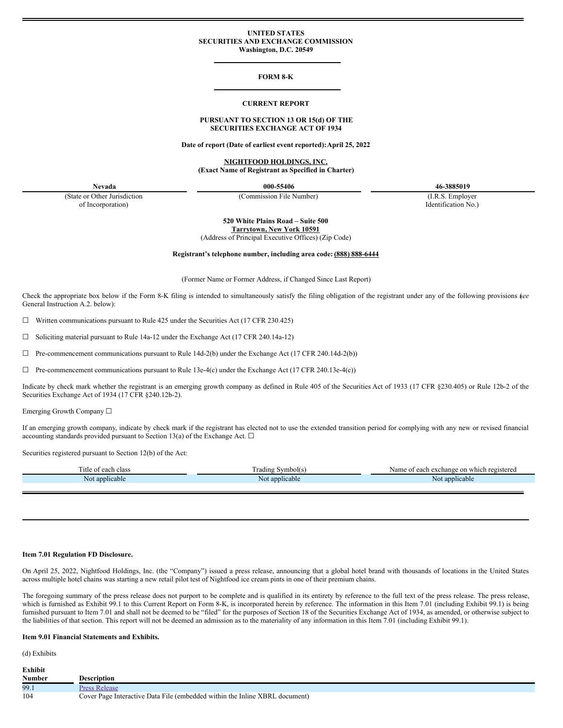**UNITED STATES**
**SECURITIES AND EXCHANGE COMMISSION**
**Washington, D.C. 20549**

---

**FORM 8-K**

---

**CURRENT REPORT**

**PURSUANT TO SECTION 13 OR 15(d) OF THE SECURITIES EXCHANGE ACT OF 1934**

**Date of report (Date of earliest event reported): April 25, 2022**

**NIGHTFOOD HOLDINGS, INC.**
**(Exact Name of Registrant as Specified in Charter)**

| **Nevada** | **000-55406** | **46-3885019** |
|---|---|---|
| (State or Other Jurisdiction of Incorporation) | (Commission File Number) | (I.R.S. Employer Identification No.) |

**520 White Plains Road – Suite 500**
**Tarrytown, New York 10591**
(Address of Principal Executive Offices) (Zip Code)

**Registrant's telephone number, including area code: (888) 888-6444**

(Former Name or Former Address, if Changed Since Last Report)

Check the appropriate box below if the Form 8-K filing is intended to simultaneously satisfy the filing obligation of the registrant under any of the following provisions (*see* General Instruction A.2. below):

☐ Written communications pursuant to Rule 425 under the Securities Act (17 CFR 230.425)

☐ Soliciting material pursuant to Rule 14a-12 under the Exchange Act (17 CFR 240.14a-12)

☐ Pre-commencement communications pursuant to Rule 14d-2(b) under the Exchange Act (17 CFR 240.14d-2(b))

☐ Pre-commencement communications pursuant to Rule 13e-4(c) under the Exchange Act (17 CFR 240.13e-4(c))

Indicate by check mark whether the registrant is an emerging growth company as defined in Rule 405 of the Securities Act of 1933 (17 CFR §230.405) or Rule 12b-2 of the Securities Exchange Act of 1934 (17 CFR §240.12b-2).

Emerging Growth Company ☐

If an emerging growth company, indicate by check mark if the registrant has elected not to use the extended transition period for complying with any new or revised financial accounting standards provided pursuant to Section 13(a) of the Exchange Act. ☐

Securities registered pursuant to Section 12(b) of the Act:

| Title of each class | Trading Symbol(s) | Name of each exchange on which registered |
|---|---|---|
| Not applicable | Not applicable | Not applicable |

---

**Item 7.01 Regulation FD Disclosure.**

On April 25, 2022, Nightfood Holdings, Inc. (the "Company") issued a press release, announcing that a global hotel brand with thousands of locations in the United States across multiple hotel chains was starting a new retail pilot test of Nightfood ice cream pints in one of their premium chains.

The foregoing summary of the press release does not purport to be complete and is qualified in its entirety by reference to the full text of the press release. The press release, which is furnished as Exhibit 99.1 to this Current Report on Form 8-K, is incorporated herein by reference. The information in this Item 7.01 (including Exhibit 99.1) is being furnished pursuant to Item 7.01 and shall not be deemed to be "filed" for the purposes of Section 18 of the Securities Exchange Act of 1934, as amended, or otherwise subject to the liabilities of that section. This report will not be deemed an admission as to the materiality of any information in this Item 7.01 (including Exhibit 99.1).

**Item 9.01 Financial Statements and Exhibits.**

(d) Exhibits

| Exhibit Number | Description |
|---|---|
| 99.1 | Press Release |
| 104 | Cover Page Interactive Data File (embedded within the Inline XBRL document) |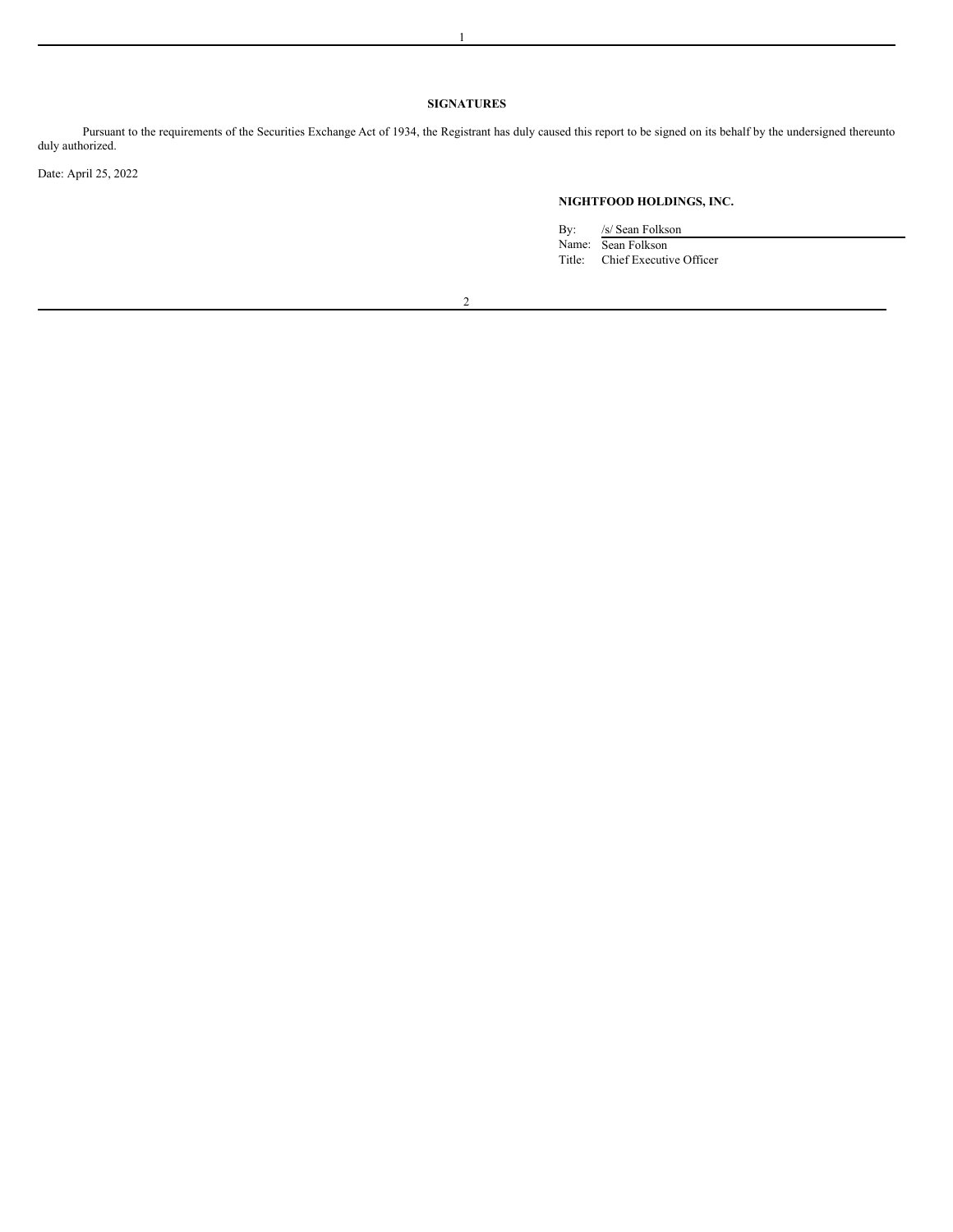## SIGNATURES

Pursuant to the requirements of the Securities Exchange Act of 1934, the Registrant has duly caused this report to be signed on its behalf by the undersigned thereunto duly authorized.

Date: April 25, 2022

**NIGHTFOOD HOLDINGS, INC.**

By: /s/ Sean Folkson  
Name: Sean Folkson  
Title: Chief Executive Officer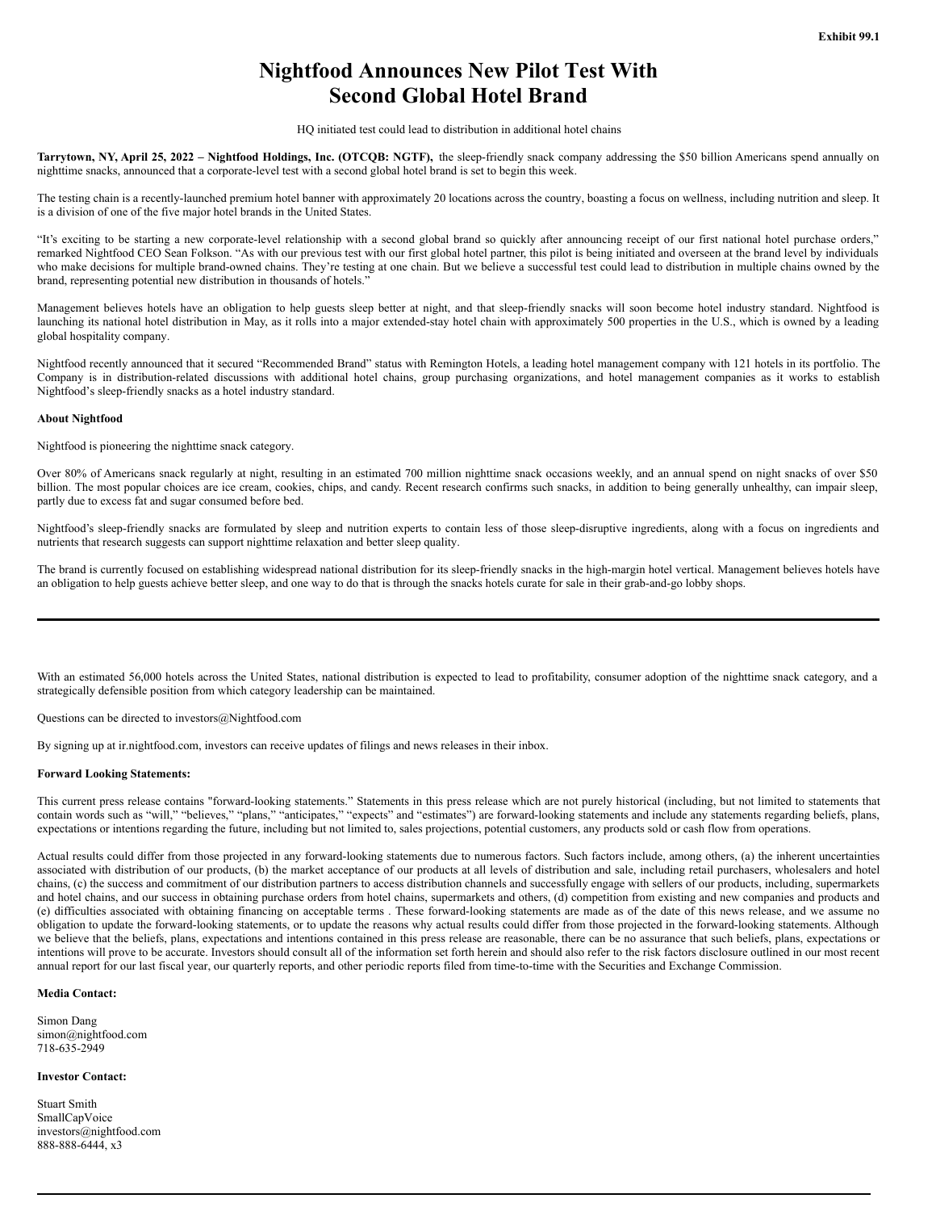Exhibit 99.1

# Nightfood Announces New Pilot Test With Second Global Hotel Brand

HQ initiated test could lead to distribution in additional hotel chains

**Tarrytown, NY, April 25, 2022 – Nightfood Holdings, Inc. (OTCQB: NGTF),** the sleep-friendly snack company addressing the $50 billion Americans spend annually on nighttime snacks, announced that a corporate-level test with a second global hotel brand is set to begin this week.

The testing chain is a recently-launched premium hotel banner with approximately 20 locations across the country, boasting a focus on wellness, including nutrition and sleep. It is a division of one of the five major hotel brands in the United States.

"It's exciting to be starting a new corporate-level relationship with a second global brand so quickly after announcing receipt of our first national hotel purchase orders," remarked Nightfood CEO Sean Folkson. "As with our previous test with our first global hotel partner, this pilot is being initiated and overseen at the brand level by individuals who make decisions for multiple brand-owned chains. They're testing at one chain. But we believe a successful test could lead to distribution in multiple chains owned by the brand, representing potential new distribution in thousands of hotels."

Management believes hotels have an obligation to help guests sleep better at night, and that sleep-friendly snacks will soon become hotel industry standard. Nightfood is launching its national hotel distribution in May, as it rolls into a major extended-stay hotel chain with approximately 500 properties in the U.S., which is owned by a leading global hospitality company.

Nightfood recently announced that it secured "Recommended Brand" status with Remington Hotels, a leading hotel management company with 121 hotels in its portfolio. The Company is in distribution-related discussions with additional hotel chains, group purchasing organizations, and hotel management companies as it works to establish Nightfood's sleep-friendly snacks as a hotel industry standard.

**About Nightfood**

Nightfood is pioneering the nighttime snack category.

Over 80% of Americans snack regularly at night, resulting in an estimated 700 million nighttime snack occasions weekly, and an annual spend on night snacks of over $50 billion. The most popular choices are ice cream, cookies, chips, and candy. Recent research confirms such snacks, in addition to being generally unhealthy, can impair sleep, partly due to excess fat and sugar consumed before bed.

Nightfood's sleep-friendly snacks are formulated by sleep and nutrition experts to contain less of those sleep-disruptive ingredients, along with a focus on ingredients and nutrients that research suggests can support nighttime relaxation and better sleep quality.

The brand is currently focused on establishing widespread national distribution for its sleep-friendly snacks in the high-margin hotel vertical. Management believes hotels have an obligation to help guests achieve better sleep, and one way to do that is through the snacks hotels curate for sale in their grab-and-go lobby shops.

---

With an estimated 56,000 hotels across the United States, national distribution is expected to lead to profitability, consumer adoption of the nighttime snack category, and a strategically defensible position from which category leadership can be maintained.

Questions can be directed to investors@Nightfood.com

By signing up at ir.nightfood.com, investors can receive updates of filings and news releases in their inbox.

**Forward Looking Statements:**

This current press release contains "forward-looking statements." Statements in this press release which are not purely historical (including, but not limited to statements that contain words such as "will," "believes," "plans," "anticipates," "expects" and "estimates") are forward-looking statements and include any statements regarding beliefs, plans, expectations or intentions regarding the future, including but not limited to, sales projections, potential customers, any products sold or cash flow from operations.

Actual results could differ from those projected in any forward-looking statements due to numerous factors. Such factors include, among others, (a) the inherent uncertainties associated with distribution of our products, (b) the market acceptance of our products at all levels of distribution and sale, including retail purchasers, wholesalers and hotel chains, (c) the success and commitment of our distribution partners to access distribution channels and successfully engage with sellers of our products, including, supermarkets and hotel chains, and our success in obtaining purchase orders from hotel chains, supermarkets and others, (d) competition from existing and new companies and products and (e) difficulties associated with obtaining financing on acceptable terms . These forward-looking statements are made as of the date of this news release, and we assume no obligation to update the forward-looking statements, or to update the reasons why actual results could differ from those projected in the forward-looking statements. Although we believe that the beliefs, plans, expectations and intentions contained in this press release are reasonable, there can be no assurance that such beliefs, plans, expectations or intentions will prove to be accurate. Investors should consult all of the information set forth herein and should also refer to the risk factors disclosure outlined in our most recent annual report for our last fiscal year, our quarterly reports, and other periodic reports filed from time-to-time with the Securities and Exchange Commission.

**Media Contact:**

Simon Dang
simon@nightfood.com
718-635-2949

**Investor Contact:**

Stuart Smith
SmallCapVoice
investors@nightfood.com
888-888-6444, x3